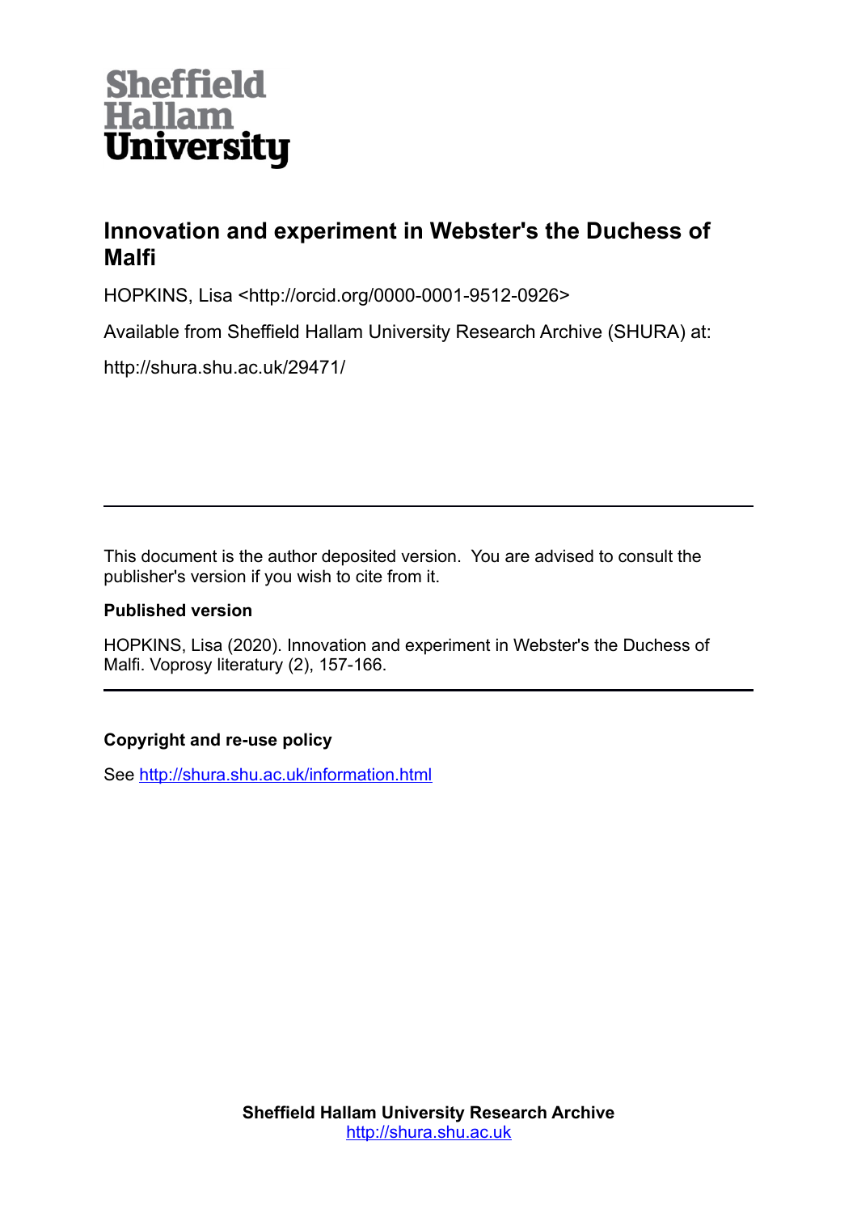Sheffield Hallam University

# Innovation and experiment in Webster's the Duchess of Malfi

HOPKINS, Lisa <http://orcid.org/0000-0001-9512-0926>

Available from Sheffield Hallam University Research Archive (SHURA) at:

http://shura.shu.ac.uk/29471/

---

This document is the author deposited version. You are advised to consult the publisher's version if you wish to cite from it.

**Published version**

HOPKINS, Lisa (2020). Innovation and experiment in Webster's the Duchess of Malfi. Voprosy literatury (2), 157-166.

---

**Copyright and re-use policy**

See [http://shura.shu.ac.uk/information.html](http://shura.shu.ac.uk/information.html)

**Sheffield Hallam University Research Archive**
[http://shura.shu.ac.uk](http://shura.shu.ac.uk)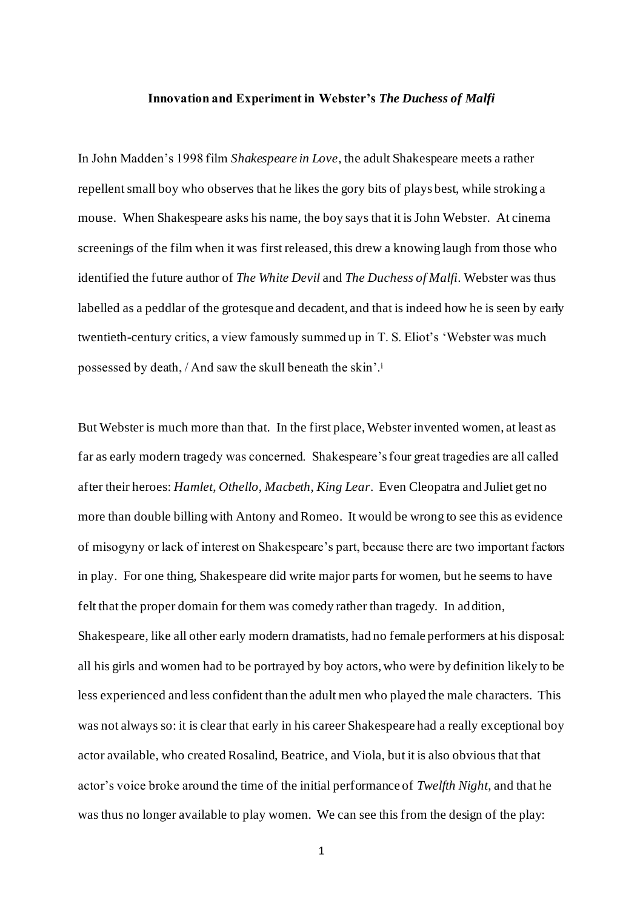**Innovation and Experiment in Webster's *The Duchess of Malfi***

In John Madden's 1998 film *Shakespeare in Love*, the adult Shakespeare meets a rather repellent small boy who observes that he likes the gory bits of plays best, while stroking a mouse. When Shakespeare asks his name, the boy says that it is John Webster. At cinema screenings of the film when it was first released, this drew a knowing laugh from those who identified the future author of *The White Devil* and *The Duchess of Malfi*. Webster was thus labelled as a peddlar of the grotesque and decadent, and that is indeed how he is seen by early twentieth-century critics, a view famously summed up in T. S. Eliot's 'Webster was much possessed by death, / And saw the skull beneath the skin'.[i]

But Webster is much more than that. In the first place, Webster invented women, at least as far as early modern tragedy was concerned. Shakespeare's four great tragedies are all called after their heroes: *Hamlet*, *Othello*, *Macbeth*, *King Lear*. Even Cleopatra and Juliet get no more than double billing with Antony and Romeo. It would be wrong to see this as evidence of misogyny or lack of interest on Shakespeare's part, because there are two important factors in play. For one thing, Shakespeare did write major parts for women, but he seems to have felt that the proper domain for them was comedy rather than tragedy. In addition, Shakespeare, like all other early modern dramatists, had no female performers at his disposal: all his girls and women had to be portrayed by boy actors, who were by definition likely to be less experienced and less confident than the adult men who played the male characters. This was not always so: it is clear that early in his career Shakespeare had a really exceptional boy actor available, who created Rosalind, Beatrice, and Viola, but it is also obvious that that actor's voice broke around the time of the initial performance of *Twelfth Night*, and that he was thus no longer available to play women. We can see this from the design of the play: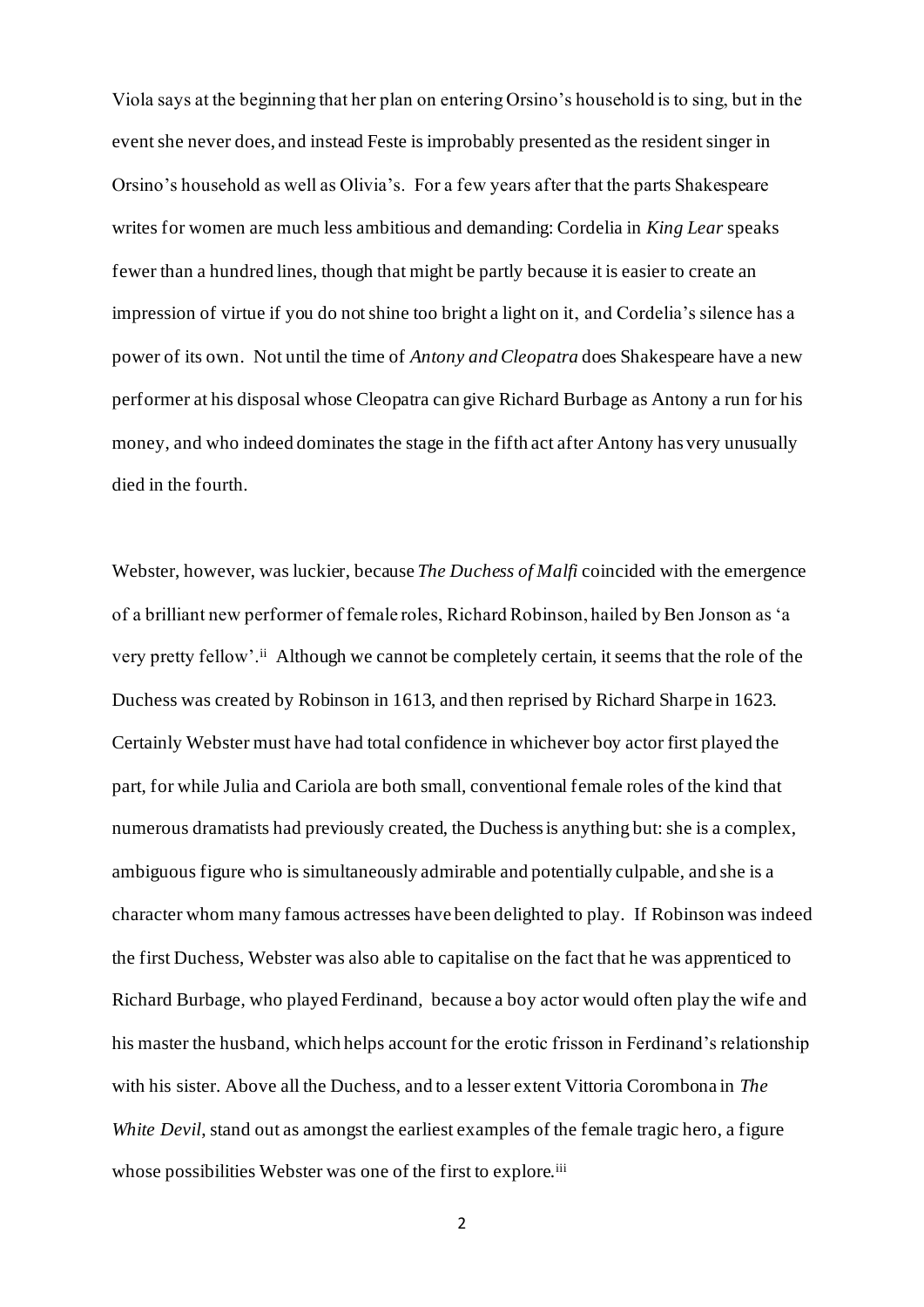Viola says at the beginning that her plan on entering Orsino's household is to sing, but in the event she never does, and instead Feste is improbably presented as the resident singer in Orsino's household as well as Olivia's. For a few years after that the parts Shakespeare writes for women are much less ambitious and demanding: Cordelia in *King Lear* speaks fewer than a hundred lines, though that might be partly because it is easier to create an impression of virtue if you do not shine too bright a light on it, and Cordelia's silence has a power of its own. Not until the time of *Antony and Cleopatra* does Shakespeare have a new performer at his disposal whose Cleopatra can give Richard Burbage as Antony a run for his money, and who indeed dominates the stage in the fifth act after Antony has very unusually died in the fourth.

Webster, however, was luckier, because *The Duchess of Malfi* coincided with the emergence of a brilliant new performer of female roles, Richard Robinson, hailed by Ben Jonson as 'a very pretty fellow'.[ii] Although we cannot be completely certain, it seems that the role of the Duchess was created by Robinson in 1613, and then reprised by Richard Sharpe in 1623. Certainly Webster must have had total confidence in whichever boy actor first played the part, for while Julia and Cariola are both small, conventional female roles of the kind that numerous dramatists had previously created, the Duchess is anything but: she is a complex, ambiguous figure who is simultaneously admirable and potentially culpable, and she is a character whom many famous actresses have been delighted to play. If Robinson was indeed the first Duchess, Webster was also able to capitalise on the fact that he was apprenticed to Richard Burbage, who played Ferdinand, because a boy actor would often play the wife and his master the husband, which helps account for the erotic frisson in Ferdinand's relationship with his sister. Above all the Duchess, and to a lesser extent Vittoria Corombona in *The White Devil*, stand out as amongst the earliest examples of the female tragic hero, a figure whose possibilities Webster was one of the first to explore.[iii]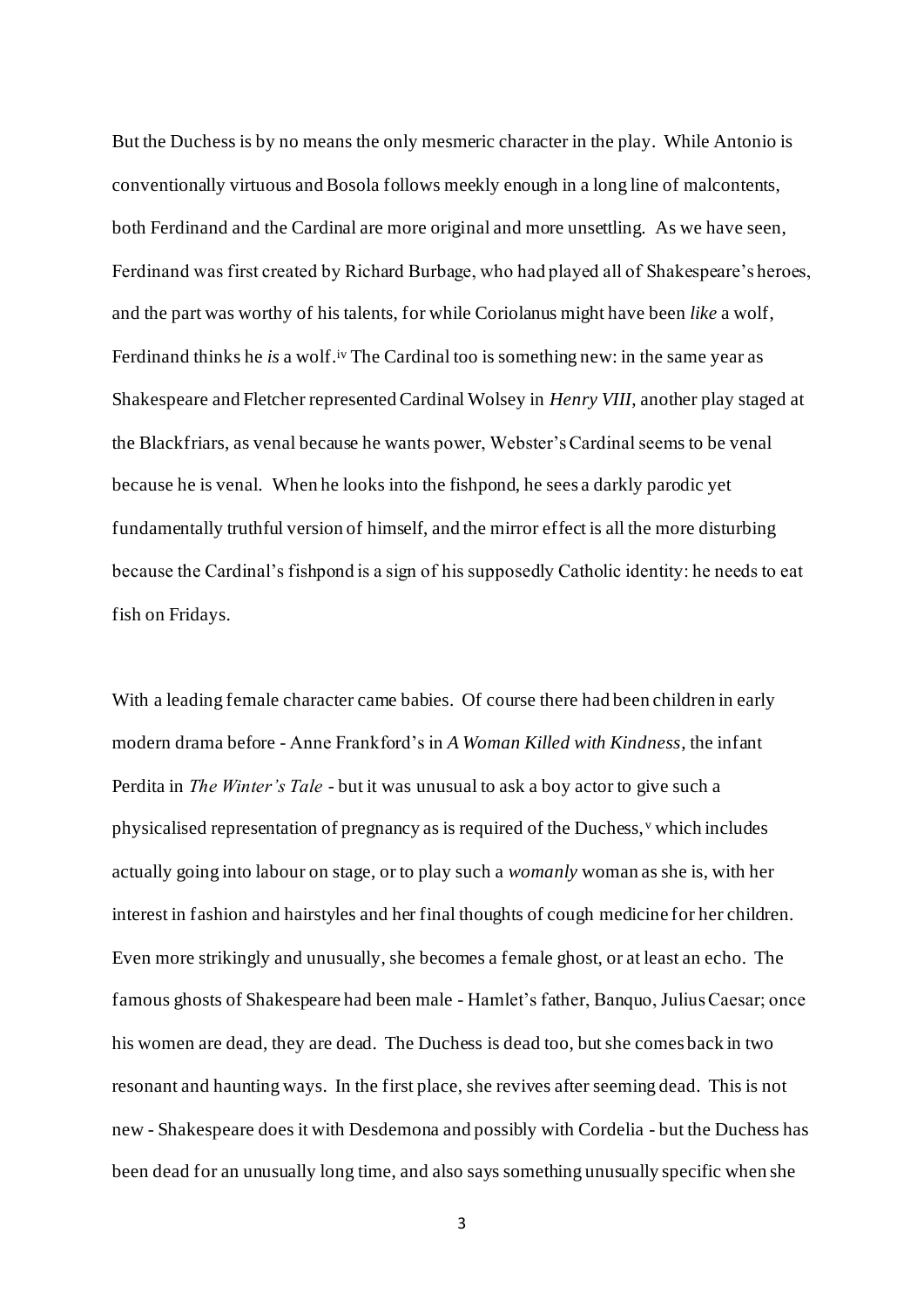But the Duchess is by no means the only mesmeric character in the play. While Antonio is conventionally virtuous and Bosola follows meekly enough in a long line of malcontents, both Ferdinand and the Cardinal are more original and more unsettling. As we have seen, Ferdinand was first created by Richard Burbage, who had played all of Shakespeare's heroes, and the part was worthy of his talents, for while Coriolanus might have been *like* a wolf, Ferdinand thinks he *is* a wolf.[iv] The Cardinal too is something new: in the same year as Shakespeare and Fletcher represented Cardinal Wolsey in *Henry VIII*, another play staged at the Blackfriars, as venal because he wants power, Webster's Cardinal seems to be venal because he is venal. When he looks into the fishpond, he sees a darkly parodic yet fundamentally truthful version of himself, and the mirror effect is all the more disturbing because the Cardinal's fishpond is a sign of his supposedly Catholic identity: he needs to eat fish on Fridays.

With a leading female character came babies. Of course there had been children in early modern drama before - Anne Frankford's in *A Woman Killed with Kindness*, the infant Perdita in *The Winter's Tale* - but it was unusual to ask a boy actor to give such a physicalised representation of pregnancy as is required of the Duchess,[v] which includes actually going into labour on stage, or to play such a *womanly* woman as she is, with her interest in fashion and hairstyles and her final thoughts of cough medicine for her children. Even more strikingly and unusually, she becomes a female ghost, or at least an echo. The famous ghosts of Shakespeare had been male - Hamlet's father, Banquo, Julius Caesar; once his women are dead, they are dead. The Duchess is dead too, but she comes back in two resonant and haunting ways. In the first place, she revives after seeming dead. This is not new - Shakespeare does it with Desdemona and possibly with Cordelia - but the Duchess has been dead for an unusually long time, and also says something unusually specific when she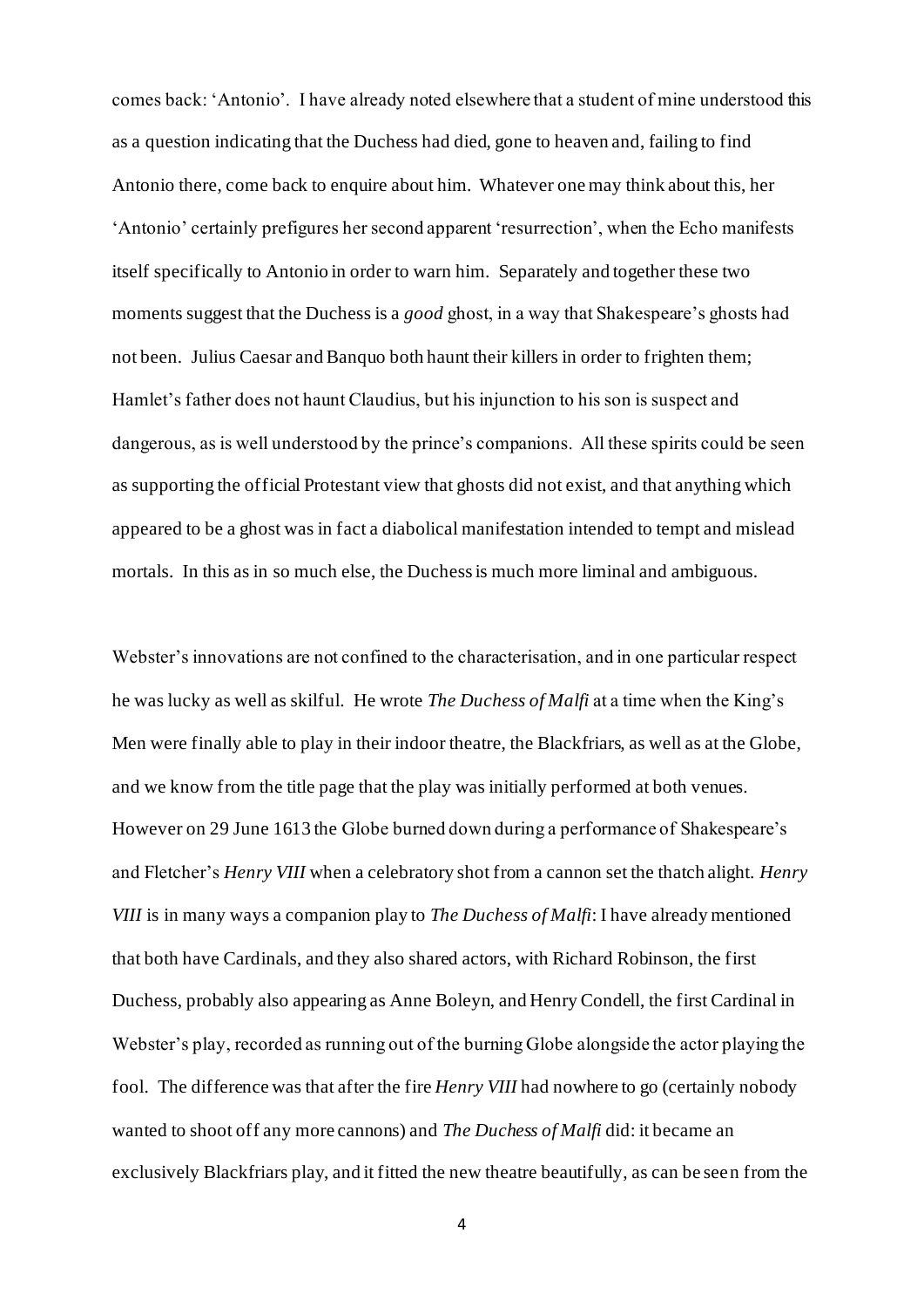comes back: 'Antonio'. I have already noted elsewhere that a student of mine understood this as a question indicating that the Duchess had died, gone to heaven and, failing to find Antonio there, come back to enquire about him. Whatever one may think about this, her 'Antonio' certainly prefigures her second apparent 'resurrection', when the Echo manifests itself specifically to Antonio in order to warn him. Separately and together these two moments suggest that the Duchess is a *good* ghost, in a way that Shakespeare's ghosts had not been. Julius Caesar and Banquo both haunt their killers in order to frighten them; Hamlet's father does not haunt Claudius, but his injunction to his son is suspect and dangerous, as is well understood by the prince's companions. All these spirits could be seen as supporting the official Protestant view that ghosts did not exist, and that anything which appeared to be a ghost was in fact a diabolical manifestation intended to tempt and mislead mortals. In this as in so much else, the Duchess is much more liminal and ambiguous.

Webster's innovations are not confined to the characterisation, and in one particular respect he was lucky as well as skilful. He wrote *The Duchess of Malfi* at a time when the King's Men were finally able to play in their indoor theatre, the Blackfriars, as well as at the Globe, and we know from the title page that the play was initially performed at both venues. However on 29 June 1613 the Globe burned down during a performance of Shakespeare's and Fletcher's *Henry VIII* when a celebratory shot from a cannon set the thatch alight. *Henry VIII* is in many ways a companion play to *The Duchess of Malfi*: I have already mentioned that both have Cardinals, and they also shared actors, with Richard Robinson, the first Duchess, probably also appearing as Anne Boleyn, and Henry Condell, the first Cardinal in Webster's play, recorded as running out of the burning Globe alongside the actor playing the fool. The difference was that after the fire *Henry VIII* had nowhere to go (certainly nobody wanted to shoot off any more cannons) and *The Duchess of Malfi* did: it became an exclusively Blackfriars play, and it fitted the new theatre beautifully, as can be seen from the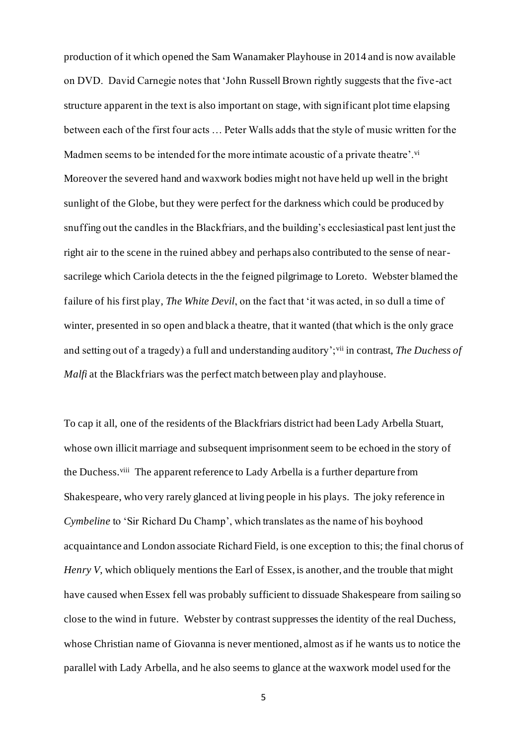production of it which opened the Sam Wanamaker Playhouse in 2014 and is now available on DVD. David Carnegie notes that 'John Russell Brown rightly suggests that the five-act structure apparent in the text is also important on stage, with significant plot time elapsing between each of the first four acts … Peter Walls adds that the style of music written for the Madmen seems to be intended for the more intimate acoustic of a private theatre'.[vi] Moreover the severed hand and waxwork bodies might not have held up well in the bright sunlight of the Globe, but they were perfect for the darkness which could be produced by snuffing out the candles in the Blackfriars, and the building's ecclesiastical past lent just the right air to the scene in the ruined abbey and perhaps also contributed to the sense of near-sacrilege which Cariola detects in the the feigned pilgrimage to Loreto. Webster blamed the failure of his first play, *The White Devil*, on the fact that 'it was acted, in so dull a time of winter, presented in so open and black a theatre, that it wanted (that which is the only grace and setting out of a tragedy) a full and understanding auditory';[vii] in contrast, *The Duchess of Malfi* at the Blackfriars was the perfect match between play and playhouse.

To cap it all, one of the residents of the Blackfriars district had been Lady Arbella Stuart, whose own illicit marriage and subsequent imprisonment seem to be echoed in the story of the Duchess.[viii] The apparent reference to Lady Arbella is a further departure from Shakespeare, who very rarely glanced at living people in his plays. The joky reference in *Cymbeline* to 'Sir Richard Du Champ', which translates as the name of his boyhood acquaintance and London associate Richard Field, is one exception to this; the final chorus of *Henry V*, which obliquely mentions the Earl of Essex, is another, and the trouble that might have caused when Essex fell was probably sufficient to dissuade Shakespeare from sailing so close to the wind in future. Webster by contrast suppresses the identity of the real Duchess, whose Christian name of Giovanna is never mentioned, almost as if he wants us to notice the parallel with Lady Arbella, and he also seems to glance at the waxwork model used for the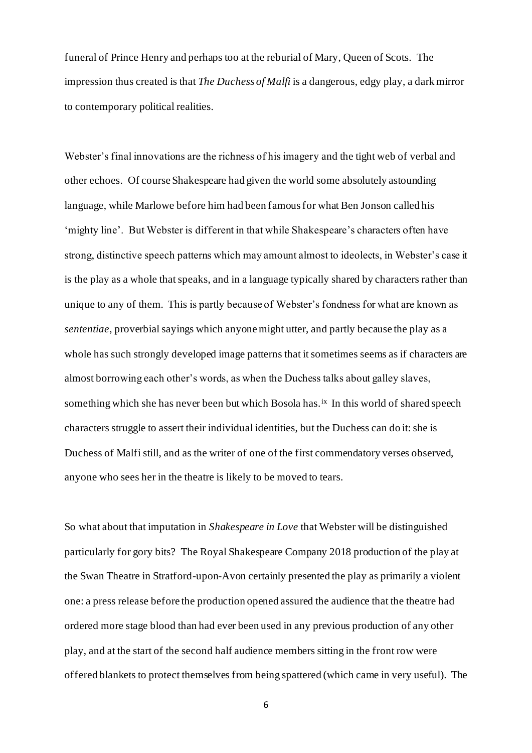funeral of Prince Henry and perhaps too at the reburial of Mary, Queen of Scots. The impression thus created is that *The Duchess of Malfi* is a dangerous, edgy play, a dark mirror to contemporary political realities.

Webster's final innovations are the richness of his imagery and the tight web of verbal and other echoes. Of course Shakespeare had given the world some absolutely astounding language, while Marlowe before him had been famous for what Ben Jonson called his 'mighty line'. But Webster is different in that while Shakespeare's characters often have strong, distinctive speech patterns which may amount almost to ideolects, in Webster's case it is the play as a whole that speaks, and in a language typically shared by characters rather than unique to any of them. This is partly because of Webster's fondness for what are known as *sententiae*, proverbial sayings which anyone might utter, and partly because the play as a whole has such strongly developed image patterns that it sometimes seems as if characters are almost borrowing each other's words, as when the Duchess talks about galley slaves, something which she has never been but which Bosola has.[ix] In this world of shared speech characters struggle to assert their individual identities, but the Duchess can do it: she is Duchess of Malfi still, and as the writer of one of the first commendatory verses observed, anyone who sees her in the theatre is likely to be moved to tears.

So what about that imputation in *Shakespeare in Love* that Webster will be distinguished particularly for gory bits? The Royal Shakespeare Company 2018 production of the play at the Swan Theatre in Stratford-upon-Avon certainly presented the play as primarily a violent one: a press release before the production opened assured the audience that the theatre had ordered more stage blood than had ever been used in any previous production of any other play, and at the start of the second half audience members sitting in the front row were offered blankets to protect themselves from being spattered (which came in very useful). The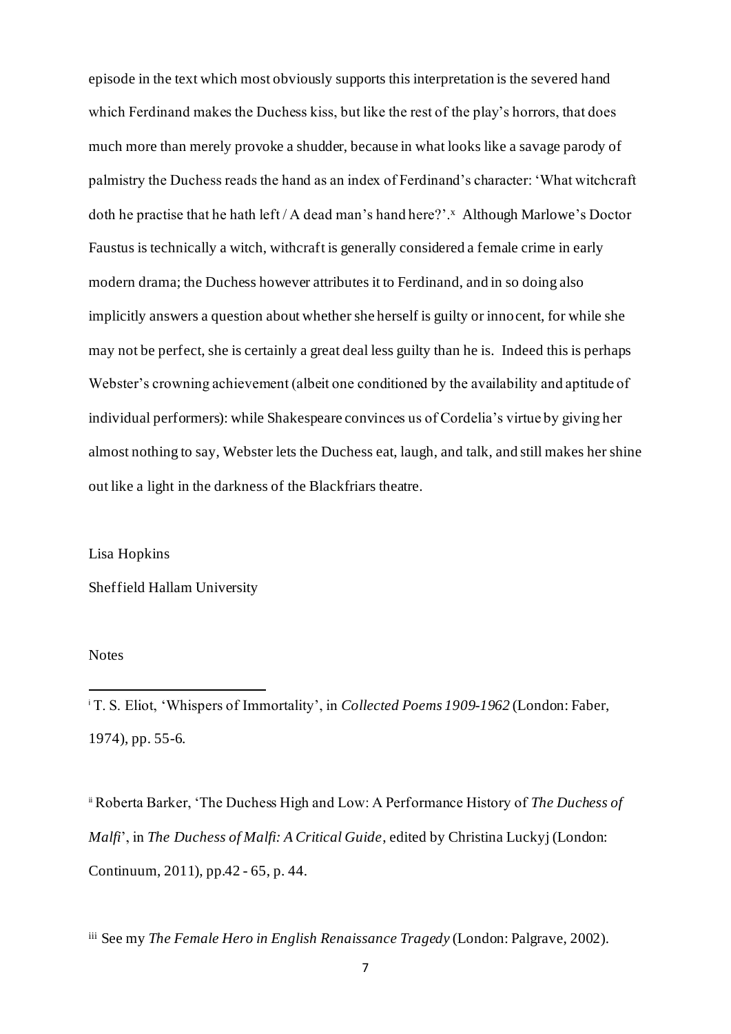episode in the text which most obviously supports this interpretation is the severed hand which Ferdinand makes the Duchess kiss, but like the rest of the play's horrors, that does much more than merely provoke a shudder, because in what looks like a savage parody of palmistry the Duchess reads the hand as an index of Ferdinand's character: 'What witchcraft doth he practise that he hath left / A dead man's hand here?'.[x] Although Marlowe's Doctor Faustus is technically a witch, witchcraft is generally considered a female crime in early modern drama; the Duchess however attributes it to Ferdinand, and in so doing also implicitly answers a question about whether she herself is guilty or innocent, for while she may not be perfect, she is certainly a great deal less guilty than he is. Indeed this is perhaps Webster's crowning achievement (albeit one conditioned by the availability and aptitude of individual performers): while Shakespeare convinces us of Cordelia's virtue by giving her almost nothing to say, Webster lets the Duchess eat, laugh, and talk, and still makes her shine out like a light in the darkness of the Blackfriars theatre.

Lisa Hopkins

Sheffield Hallam University

Notes

[i] T. S. Eliot, 'Whispers of Immortality', in *Collected Poems 1909-1962* (London: Faber, 1974), pp. 55-6.

[ii] Roberta Barker, 'The Duchess High and Low: A Performance History of *The Duchess of Malfi*', in *The Duchess of Malfi: A Critical Guide*, edited by Christina Luckyj (London: Continuum, 2011), pp.42 - 65, p. 44.

[iii] See my *The Female Hero in English Renaissance Tragedy* (London: Palgrave, 2002).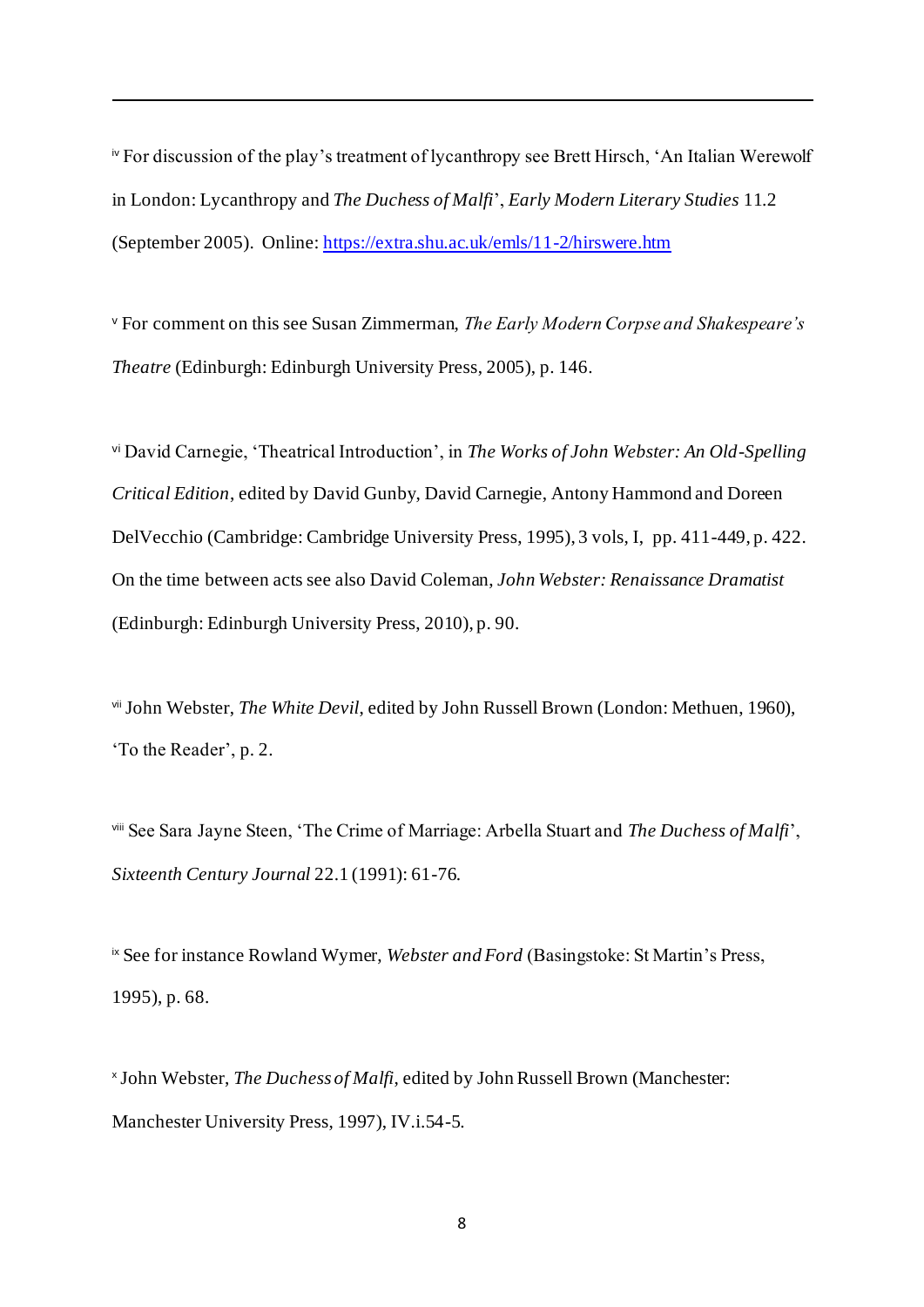---

[iv] For discussion of the play's treatment of lycanthropy see Brett Hirsch, 'An Italian Werewolf in London: Lycanthropy and *The Duchess of Malfi*', *Early Modern Literary Studies* 11.2 (September 2005). Online: https://extra.shu.ac.uk/emls/11-2/hirswere.htm

[v] For comment on this see Susan Zimmerman, *The Early Modern Corpse and Shakespeare's Theatre* (Edinburgh: Edinburgh University Press, 2005), p. 146.

[vi] David Carnegie, 'Theatrical Introduction', in *The Works of John Webster: An Old-Spelling Critical Edition*, edited by David Gunby, David Carnegie, Antony Hammond and Doreen DelVecchio (Cambridge: Cambridge University Press, 1995), 3 vols, I, pp. 411-449, p. 422. On the time between acts see also David Coleman, *John Webster: Renaissance Dramatist* (Edinburgh: Edinburgh University Press, 2010), p. 90.

[vii] John Webster, *The White Devil*, edited by John Russell Brown (London: Methuen, 1960), 'To the Reader', p. 2.

[viii] See Sara Jayne Steen, 'The Crime of Marriage: Arbella Stuart and *The Duchess of Malfi*', *Sixteenth Century Journal* 22.1 (1991): 61-76.

[ix] See for instance Rowland Wymer, *Webster and Ford* (Basingstoke: St Martin's Press, 1995), p. 68.

[x] John Webster, *The Duchess of Malfi*, edited by John Russell Brown (Manchester: Manchester University Press, 1997), IV.i.54-5.